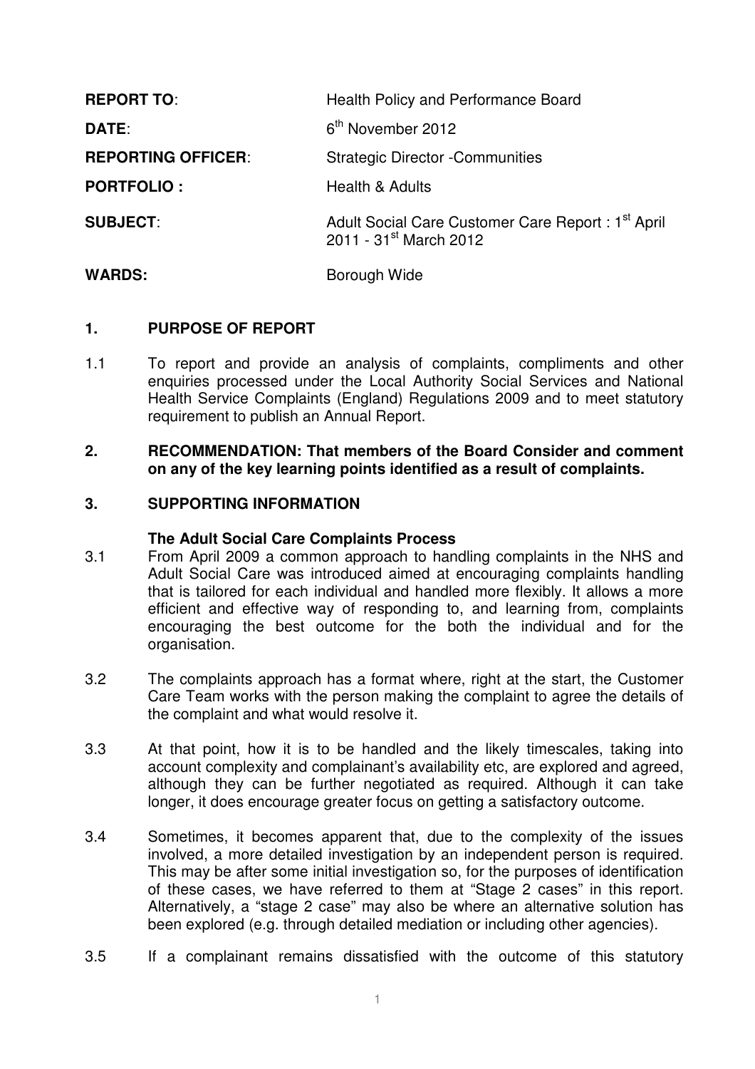| | |
|---|---|
| **REPORT TO**: | Health Policy and Performance Board |
| **DATE**: | 6th November 2012 |
| **REPORTING OFFICER**: | Strategic Director -Communities |
| **PORTFOLIO :** | Health & Adults |
| **SUBJECT**: | Adult Social Care Customer Care Report : 1st April 2011 - 31st March 2012 |
| **WARDS:** | Borough Wide |

## 1. PURPOSE OF REPORT

1.1 To report and provide an analysis of complaints, compliments and other enquiries processed under the Local Authority Social Services and National Health Service Complaints (England) Regulations 2009 and to meet statutory requirement to publish an Annual Report.

## 2. RECOMMENDATION: That members of the Board Consider and comment on any of the key learning points identified as a result of complaints.

## 3. SUPPORTING INFORMATION

### The Adult Social Care Complaints Process

3.1 From April 2009 a common approach to handling complaints in the NHS and Adult Social Care was introduced aimed at encouraging complaints handling that is tailored for each individual and handled more flexibly. It allows a more efficient and effective way of responding to, and learning from, complaints encouraging the best outcome for the both the individual and for the organisation.

3.2 The complaints approach has a format where, right at the start, the Customer Care Team works with the person making the complaint to agree the details of the complaint and what would resolve it.

3.3 At that point, how it is to be handled and the likely timescales, taking into account complexity and complainant's availability etc, are explored and agreed, although they can be further negotiated as required. Although it can take longer, it does encourage greater focus on getting a satisfactory outcome.

3.4 Sometimes, it becomes apparent that, due to the complexity of the issues involved, a more detailed investigation by an independent person is required. This may be after some initial investigation so, for the purposes of identification of these cases, we have referred to them at "Stage 2 cases" in this report. Alternatively, a "stage 2 case" may also be where an alternative solution has been explored (e.g. through detailed mediation or including other agencies).

3.5 If a complainant remains dissatisfied with the outcome of this statutory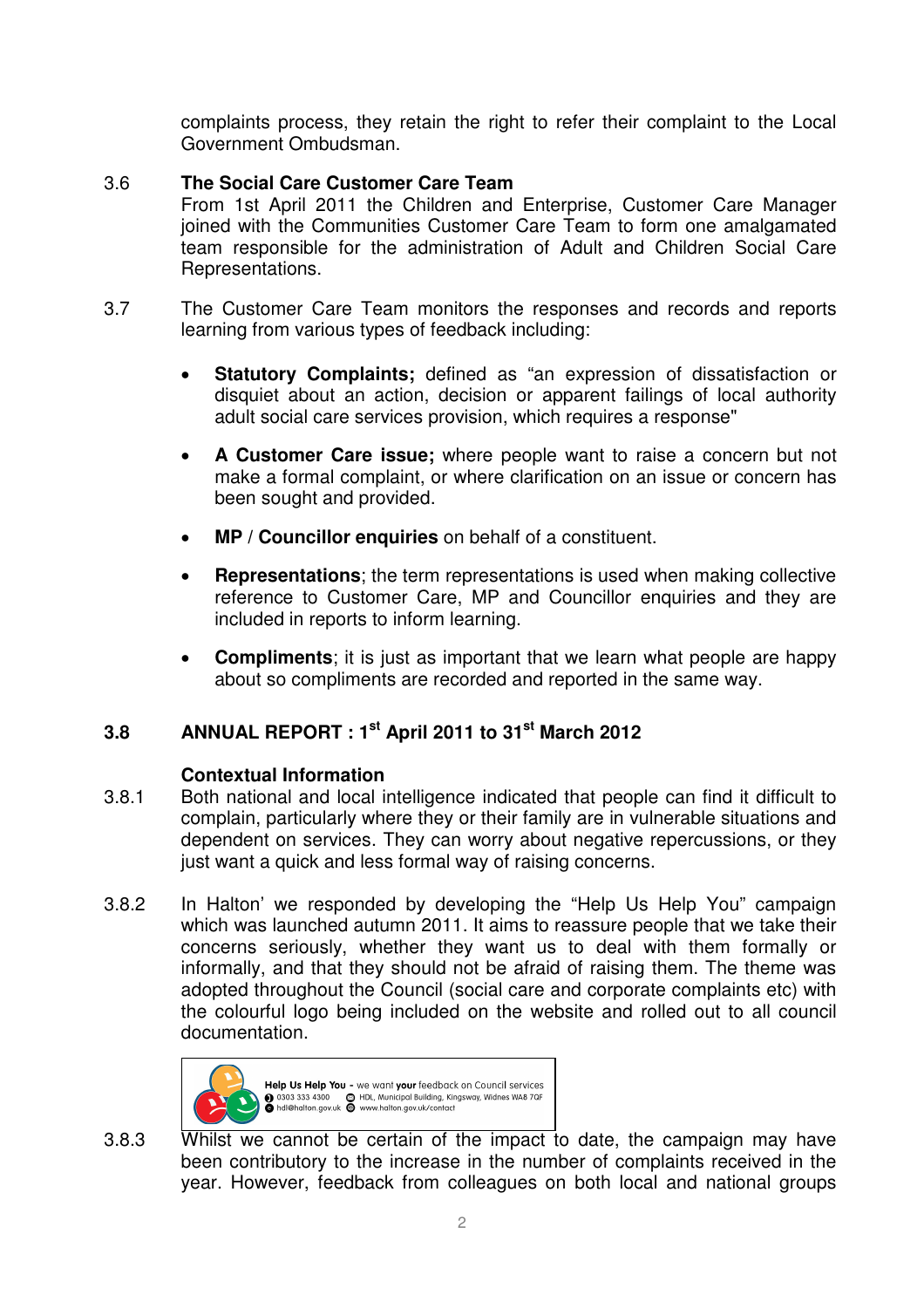complaints process, they retain the right to refer their complaint to the Local Government Ombudsman.

3.6 **The Social Care Customer Care Team**

From 1st April 2011 the Children and Enterprise, Customer Care Manager joined with the Communities Customer Care Team to form one amalgamated team responsible for the administration of Adult and Children Social Care Representations.

3.7 The Customer Care Team monitors the responses and records and reports learning from various types of feedback including:

- **Statutory Complaints;** defined as "an expression of dissatisfaction or disquiet about an action, decision or apparent failings of local authority adult social care services provision, which requires a response"
- **A Customer Care issue;** where people want to raise a concern but not make a formal complaint, or where clarification on an issue or concern has been sought and provided.
- **MP** / **Councillor enquiries** on behalf of a constituent.
- **Representations**; the term representations is used when making collective reference to Customer Care, MP and Councillor enquiries and they are included in reports to inform learning.
- **Compliments**; it is just as important that we learn what people are happy about so compliments are recorded and reported in the same way.

## 3.8 ANNUAL REPORT : 1st April 2011 to 31st March 2012

**Contextual Information**

3.8.1 Both national and local intelligence indicated that people can find it difficult to complain, particularly where they or their family are in vulnerable situations and dependent on services. They can worry about negative repercussions, or they just want a quick and less formal way of raising concerns.

3.8.2 In Halton' we responded by developing the "Help Us Help You" campaign which was launched autumn 2011. It aims to reassure people that we take their concerns seriously, whether they want us to deal with them formally or informally, and that they should not be afraid of raising them. The theme was adopted throughout the Council (social care and corporate complaints etc) with the colourful logo being included on the website and rolled out to all council documentation.

**Help Us Help You** - we want **your** feedback on Council services
0303 333 4300 | HDL, Municipal Building, Kingsway, Widnes WA8 7QF
hdl@halton.gov.uk | www.halton.gov.uk/contact

3.8.3 Whilst we cannot be certain of the impact to date, the campaign may have been contributory to the increase in the number of complaints received in the year. However, feedback from colleagues on both local and national groups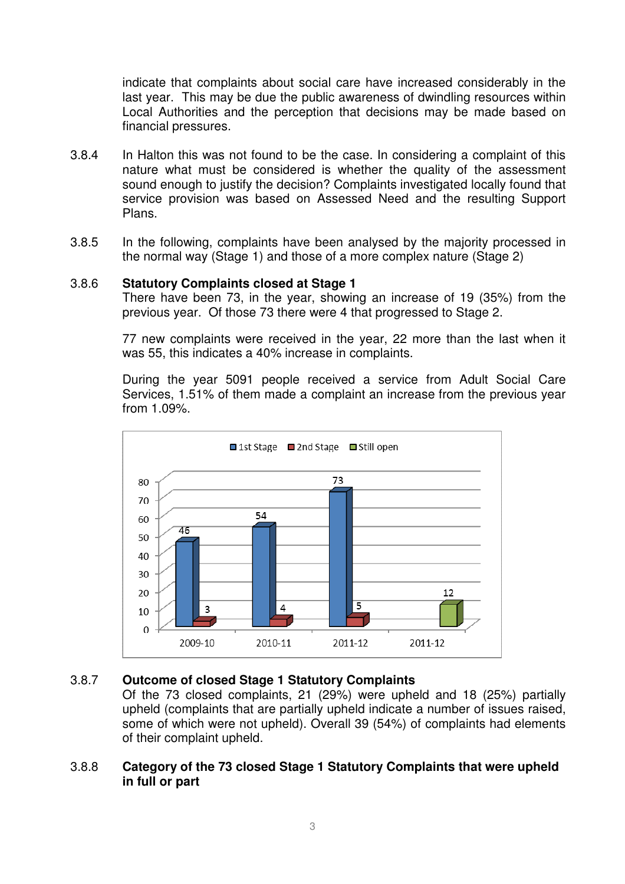indicate that complaints about social care have increased considerably in the last year. This may be due the public awareness of dwindling resources within Local Authorities and the perception that decisions may be made based on financial pressures.

3.8.4 In Halton this was not found to be the case. In considering a complaint of this nature what must be considered is whether the quality of the assessment sound enough to justify the decision? Complaints investigated locally found that service provision was based on Assessed Need and the resulting Support Plans.

3.8.5 In the following, complaints have been analysed by the majority processed in the normal way (Stage 1) and those of a more complex nature (Stage 2)

3.8.6 **Statutory Complaints closed at Stage 1**

There have been 73, in the year, showing an increase of 19 (35%) from the previous year. Of those 73 there were 4 that progressed to Stage 2.

77 new complaints were received in the year, 22 more than the last when it was 55, this indicates a 40% increase in complaints.

During the year 5091 people received a service from Adult Social Care Services, 1.51% of them made a complaint an increase from the previous year from 1.09%.

| | 1st Stage | 2nd Stage | Still open |
|---|---|---|---|
| 2009-10 | 46 | 3 | |
| 2010-11 | 54 | 4 | |
| 2011-12 | 73 | 5 | |
| 2011-12 | | | 12 |

3.8.7 **Outcome of closed Stage 1 Statutory Complaints**

Of the 73 closed complaints, 21 (29%) were upheld and 18 (25%) partially upheld (complaints that are partially upheld indicate a number of issues raised, some of which were not upheld). Overall 39 (54%) of complaints had elements of their complaint upheld.

3.8.8 **Category of the 73 closed Stage 1 Statutory Complaints that were upheld in full or part**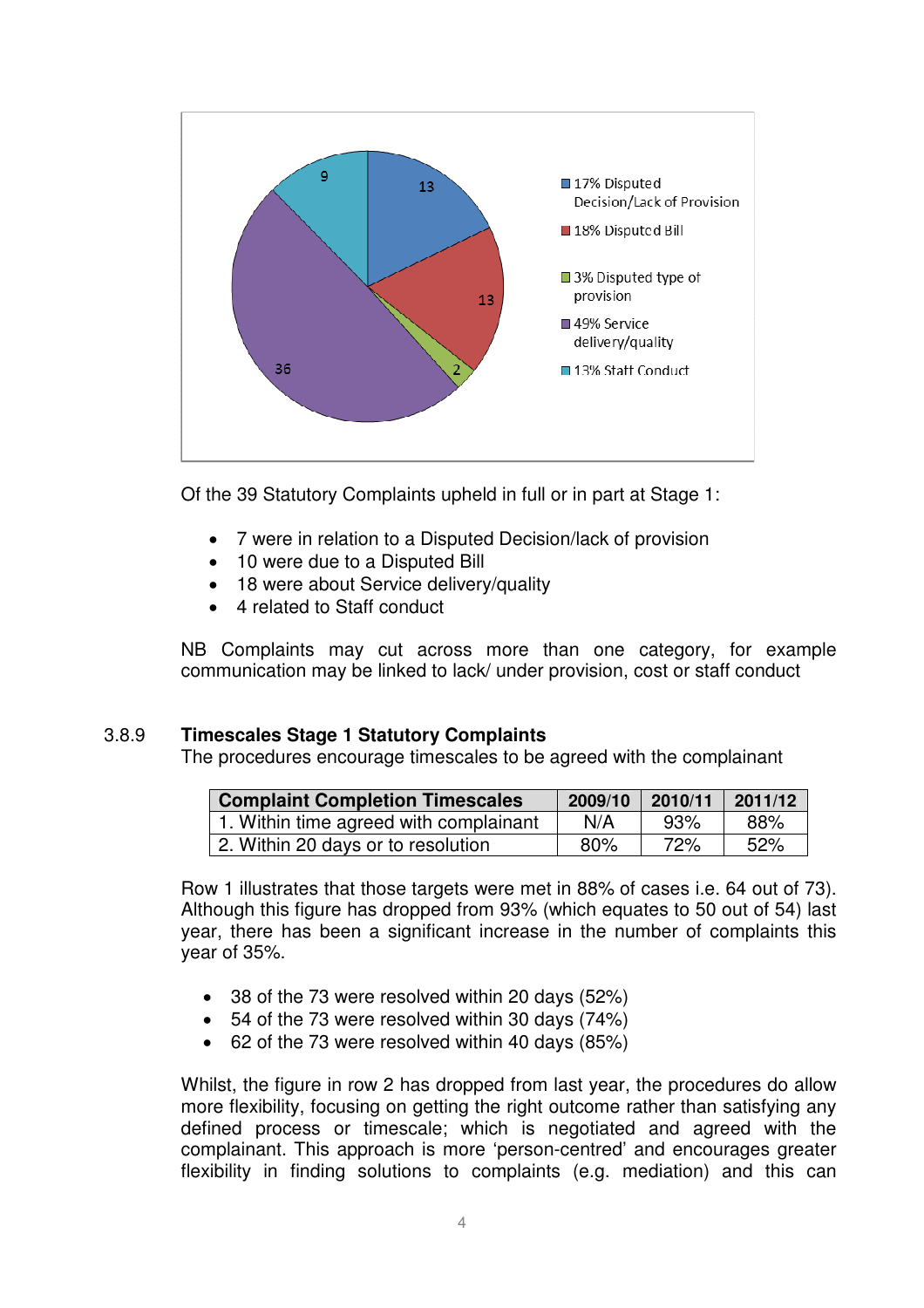Of the 39 Statutory Complaints upheld in full or in part at Stage 1:

- 7 were in relation to a Disputed Decision/lack of provision
- 10 were due to a Disputed Bill
- 18 were about Service delivery/quality
- 4 related to Staff conduct

NB Complaints may cut across more than one category, for example communication may be linked to lack/ under provision, cost or staff conduct

### 3.8.9 Timescales Stage 1 Statutory Complaints

The procedures encourage timescales to be agreed with the complainant

| Complaint Completion Timescales | 2009/10 | 2010/11 | 2011/12 |
|---|---|---|---|
| 1. Within time agreed with complainant | N/A | 93% | 88% |
| 2. Within 20 days or to resolution | 80% | 72% | 52% |

Row 1 illustrates that those targets were met in 88% of cases i.e. 64 out of 73). Although this figure has dropped from 93% (which equates to 50 out of 54) last year, there has been a significant increase in the number of complaints this year of 35%.

- 38 of the 73 were resolved within 20 days (52%)
- 54 of the 73 were resolved within 30 days (74%)
- 62 of the 73 were resolved within 40 days (85%)

Whilst, the figure in row 2 has dropped from last year, the procedures do allow more flexibility, focusing on getting the right outcome rather than satisfying any defined process or timescale; which is negotiated and agreed with the complainant. This approach is more 'person-centred' and encourages greater flexibility in finding solutions to complaints (e.g. mediation) and this can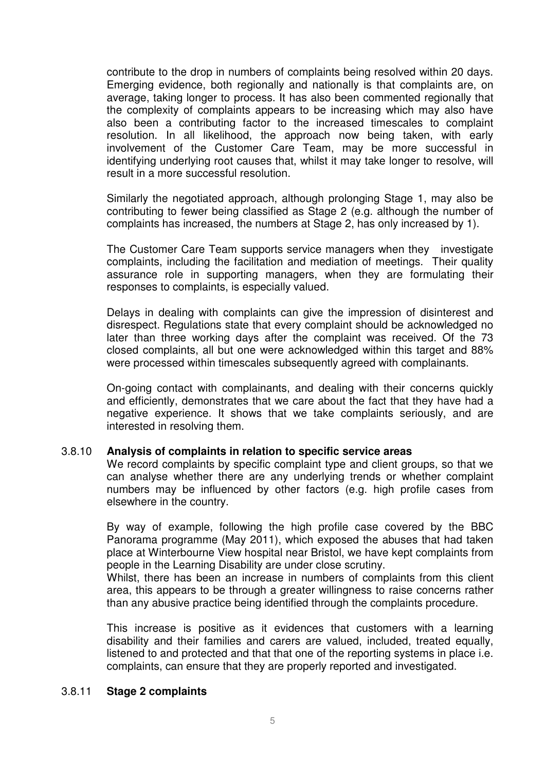contribute to the drop in numbers of complaints being resolved within 20 days. Emerging evidence, both regionally and nationally is that complaints are, on average, taking longer to process. It has also been commented regionally that the complexity of complaints appears to be increasing which may also have also been a contributing factor to the increased timescales to complaint resolution. In all likelihood, the approach now being taken, with early involvement of the Customer Care Team, may be more successful in identifying underlying root causes that, whilst it may take longer to resolve, will result in a more successful resolution.

Similarly the negotiated approach, although prolonging Stage 1, may also be contributing to fewer being classified as Stage 2 (e.g. although the number of complaints has increased, the numbers at Stage 2, has only increased by 1).

The Customer Care Team supports service managers when they investigate complaints, including the facilitation and mediation of meetings. Their quality assurance role in supporting managers, when they are formulating their responses to complaints, is especially valued.

Delays in dealing with complaints can give the impression of disinterest and disrespect. Regulations state that every complaint should be acknowledged no later than three working days after the complaint was received. Of the 73 closed complaints, all but one were acknowledged within this target and 88% were processed within timescales subsequently agreed with complainants.

On-going contact with complainants, and dealing with their concerns quickly and efficiently, demonstrates that we care about the fact that they have had a negative experience. It shows that we take complaints seriously, and are interested in resolving them.

### 3.8.10 **Analysis of complaints in relation to specific service areas**

We record complaints by specific complaint type and client groups, so that we can analyse whether there are any underlying trends or whether complaint numbers may be influenced by other factors (e.g. high profile cases from elsewhere in the country.

By way of example, following the high profile case covered by the BBC Panorama programme (May 2011), which exposed the abuses that had taken place at Winterbourne View hospital near Bristol, we have kept complaints from people in the Learning Disability are under close scrutiny.

Whilst, there has been an increase in numbers of complaints from this client area, this appears to be through a greater willingness to raise concerns rather than any abusive practice being identified through the complaints procedure.

This increase is positive as it evidences that customers with a learning disability and their families and carers are valued, included, treated equally, listened to and protected and that that one of the reporting systems in place i.e. complaints, can ensure that they are properly reported and investigated.

### 3.8.11 **Stage 2 complaints**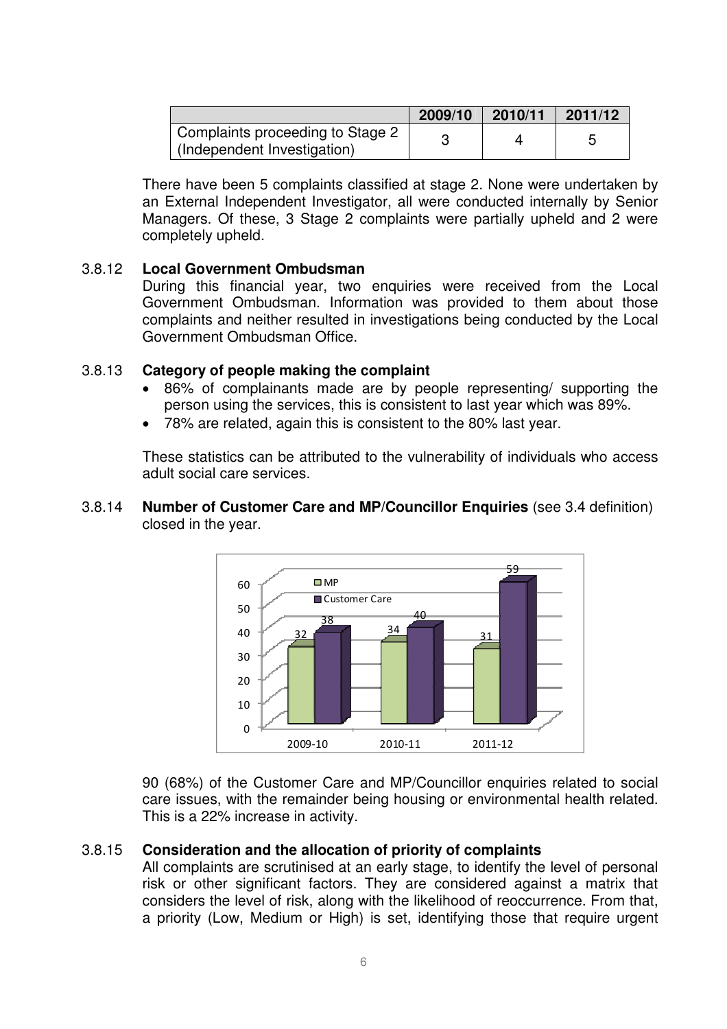| | 2009/10 | 2010/11 | 2011/12 |
|---|---|---|---|
| Complaints proceeding to Stage 2 (Independent Investigation) | 3 | 4 | 5 |

There have been 5 complaints classified at stage 2. None were undertaken by an External Independent Investigator, all were conducted internally by Senior Managers. Of these, 3 Stage 2 complaints were partially upheld and 2 were completely upheld.

3.8.12 **Local Government Ombudsman**

During this financial year, two enquiries were received from the Local Government Ombudsman. Information was provided to them about those complaints and neither resulted in investigations being conducted by the Local Government Ombudsman Office.

3.8.13 **Category of people making the complaint**

- 86% of complainants made are by people representing/ supporting the person using the services, this is consistent to last year which was 89%.
- 78% are related, again this is consistent to the 80% last year.

These statistics can be attributed to the vulnerability of individuals who access adult social care services.

3.8.14 **Number of Customer Care and MP/Councillor Enquiries** (see 3.4 definition) closed in the year.

| | MP | Customer Care |
|---|---|---|
| 2009-10 | 32 | 38 |
| 2010-11 | 34 | 40 |
| 2011-12 | 31 | 59 |

90 (68%) of the Customer Care and MP/Councillor enquiries related to social care issues, with the remainder being housing or environmental health related. This is a 22% increase in activity.

3.8.15 **Consideration and the allocation of priority of complaints**

All complaints are scrutinised at an early stage, to identify the level of personal risk or other significant factors. They are considered against a matrix that considers the level of risk, along with the likelihood of reoccurrence. From that, a priority (Low, Medium or High) is set, identifying those that require urgent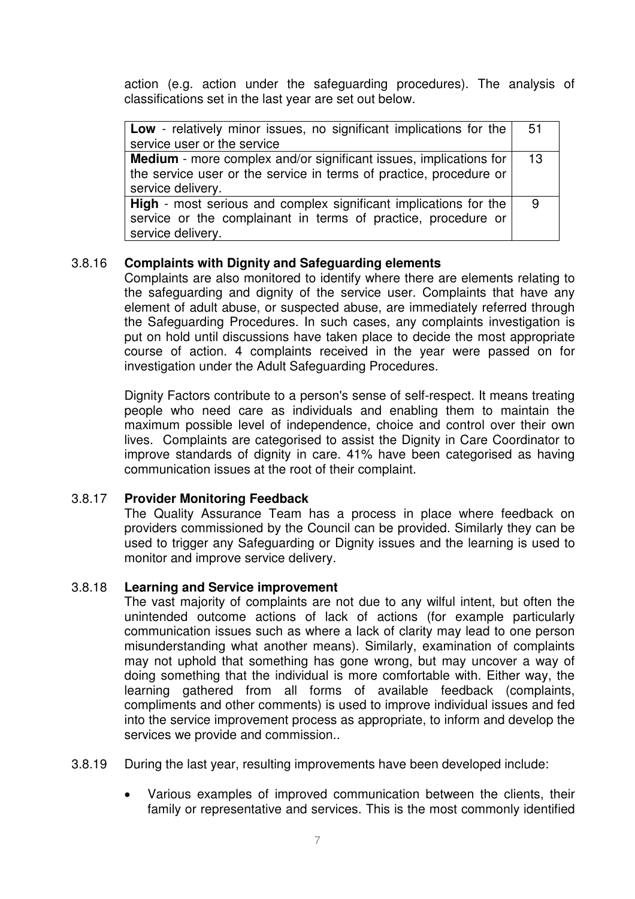action (e.g. action under the safeguarding procedures). The analysis of classifications set in the last year are set out below.

| | |
|---|---|
| **Low** - relatively minor issues, no significant implications for the service user or the service | 51 |
| **Medium** - more complex and/or significant issues, implications for the service user or the service in terms of practice, procedure or service delivery. | 13 |
| **High** - most serious and complex significant implications for the service or the complainant in terms of practice, procedure or service delivery. | 9 |

3.8.16 **Complaints with Dignity and Safeguarding elements**

Complaints are also monitored to identify where there are elements relating to the safeguarding and dignity of the service user. Complaints that have any element of adult abuse, or suspected abuse, are immediately referred through the Safeguarding Procedures. In such cases, any complaints investigation is put on hold until discussions have taken place to decide the most appropriate course of action. 4 complaints received in the year were passed on for investigation under the Adult Safeguarding Procedures.

Dignity Factors contribute to a person's sense of self-respect. It means treating people who need care as individuals and enabling them to maintain the maximum possible level of independence, choice and control over their own lives. Complaints are categorised to assist the Dignity in Care Coordinator to improve standards of dignity in care. 41% have been categorised as having communication issues at the root of their complaint.

3.8.17 **Provider Monitoring Feedback**

The Quality Assurance Team has a process in place where feedback on providers commissioned by the Council can be provided. Similarly they can be used to trigger any Safeguarding or Dignity issues and the learning is used to monitor and improve service delivery.

3.8.18 **Learning and Service improvement**

The vast majority of complaints are not due to any wilful intent, but often the unintended outcome actions of lack of actions (for example particularly communication issues such as where a lack of clarity may lead to one person misunderstanding what another means). Similarly, examination of complaints may not uphold that something has gone wrong, but may uncover a way of doing something that the individual is more comfortable with. Either way, the learning gathered from all forms of available feedback (complaints, compliments and other comments) is used to improve individual issues and fed into the service improvement process as appropriate, to inform and develop the services we provide and commission..

3.8.19 During the last year, resulting improvements have been developed include:

- Various examples of improved communication between the clients, their family or representative and services. This is the most commonly identified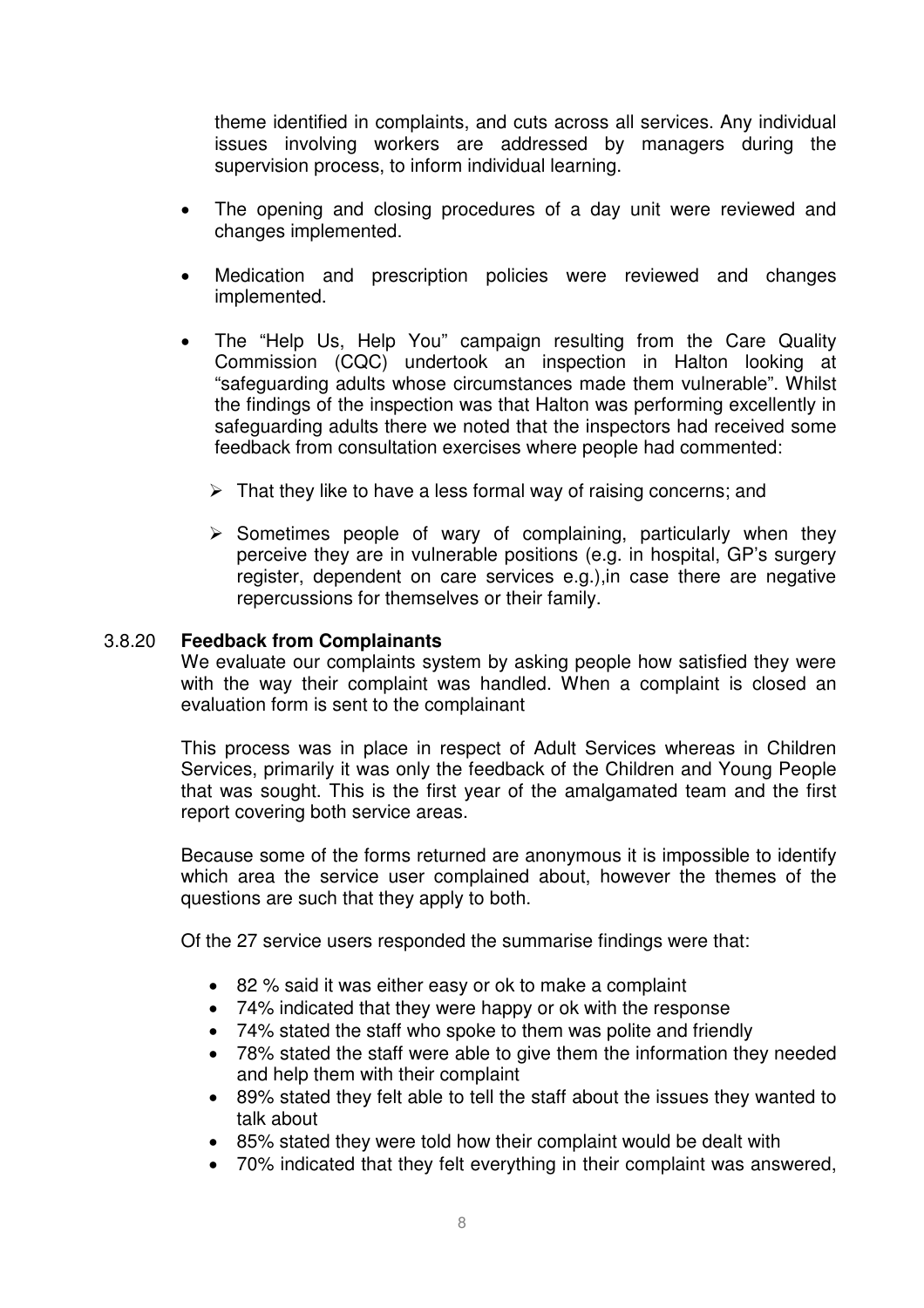theme identified in complaints, and cuts across all services. Any individual issues involving workers are addressed by managers during the supervision process, to inform individual learning.

- The opening and closing procedures of a day unit were reviewed and changes implemented.
- Medication and prescription policies were reviewed and changes implemented.
- The "Help Us, Help You" campaign resulting from the Care Quality Commission (CQC) undertook an inspection in Halton looking at "safeguarding adults whose circumstances made them vulnerable". Whilst the findings of the inspection was that Halton was performing excellently in safeguarding adults there we noted that the inspectors had received some feedback from consultation exercises where people had commented:
    - That they like to have a less formal way of raising concerns; and
    - Sometimes people of wary of complaining, particularly when they perceive they are in vulnerable positions (e.g. in hospital, GP's surgery register, dependent on care services e.g.),in case there are negative repercussions for themselves or their family.

**3.8.20 Feedback from Complainants**

We evaluate our complaints system by asking people how satisfied they were with the way their complaint was handled. When a complaint is closed an evaluation form is sent to the complainant

This process was in place in respect of Adult Services whereas in Children Services, primarily it was only the feedback of the Children and Young People that was sought. This is the first year of the amalgamated team and the first report covering both service areas.

Because some of the forms returned are anonymous it is impossible to identify which area the service user complained about, however the themes of the questions are such that they apply to both.

Of the 27 service users responded the summarise findings were that:

- 82 % said it was either easy or ok to make a complaint
- 74% indicated that they were happy or ok with the response
- 74% stated the staff who spoke to them was polite and friendly
- 78% stated the staff were able to give them the information they needed and help them with their complaint
- 89% stated they felt able to tell the staff about the issues they wanted to talk about
- 85% stated they were told how their complaint would be dealt with
- 70% indicated that they felt everything in their complaint was answered,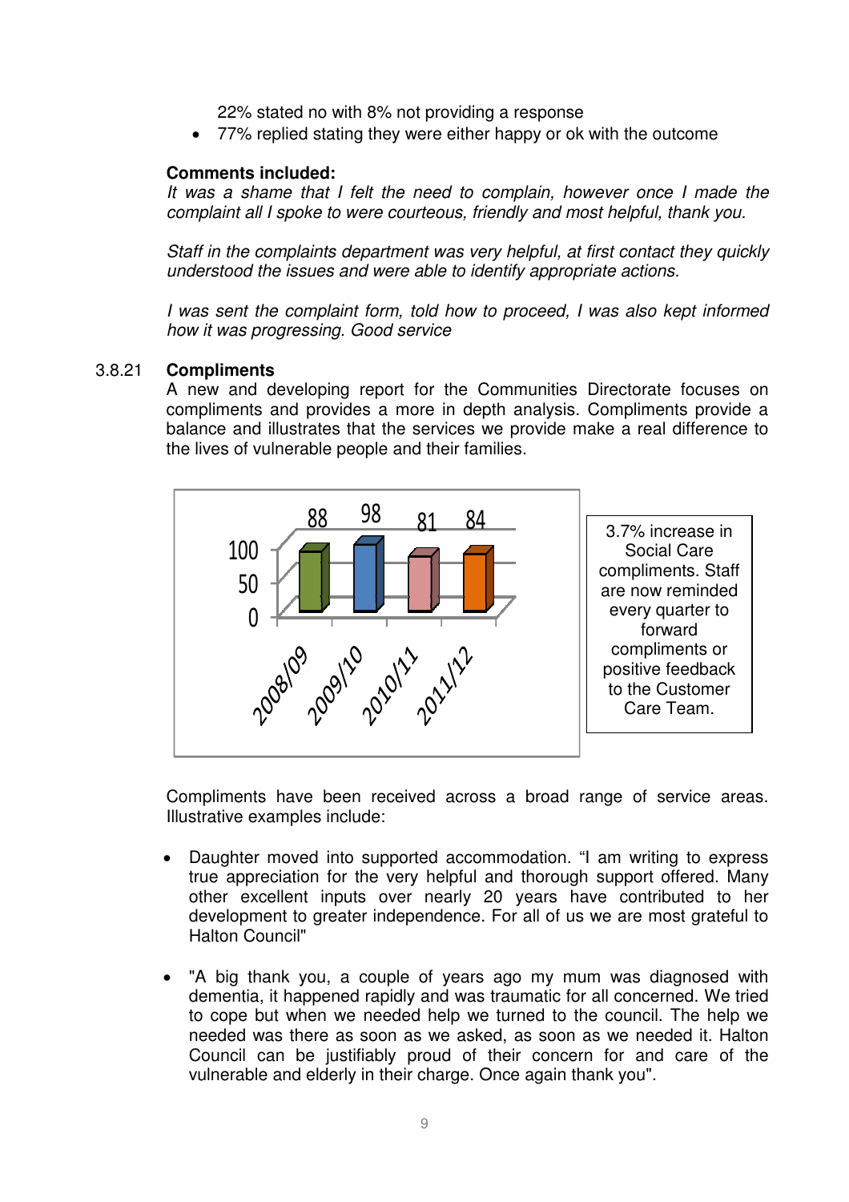22% stated no with 8% not providing a response

- 77% replied stating they were either happy or ok with the outcome

**Comments included:**

*It was a shame that I felt the need to complain, however once I made the complaint all I spoke to were courteous, friendly and most helpful, thank you.*

*Staff in the complaints department was very helpful, at first contact they quickly understood the issues and were able to identify appropriate actions.*

*I was sent the complaint form, told how to proceed, I was also kept informed how it was progressing. Good service*

### 3.8.21 Compliments

A new and developing report for the Communities Directorate focuses on compliments and provides a more in depth analysis. Compliments provide a balance and illustrates that the services we provide make a real difference to the lives of vulnerable people and their families.

| Year | Compliments |
|---|---|
| 2008/09 | 88 |
| 2009/10 | 98 |
| 2010/11 | 81 |
| 2011/12 | 84 |

3.7% increase in Social Care compliments. Staff are now reminded every quarter to forward compliments or positive feedback to the Customer Care Team.

Compliments have been received across a broad range of service areas. Illustrative examples include:

- Daughter moved into supported accommodation. "I am writing to express true appreciation for the very helpful and thorough support offered. Many other excellent inputs over nearly 20 years have contributed to her development to greater independence. For all of us we are most grateful to Halton Council"

- "A big thank you, a couple of years ago my mum was diagnosed with dementia, it happened rapidly and was traumatic for all concerned. We tried to cope but when we needed help we turned to the council. The help we needed was there as soon as we asked, as soon as we needed it. Halton Council can be justifiably proud of their concern for and care of the vulnerable and elderly in their charge. Once again thank you".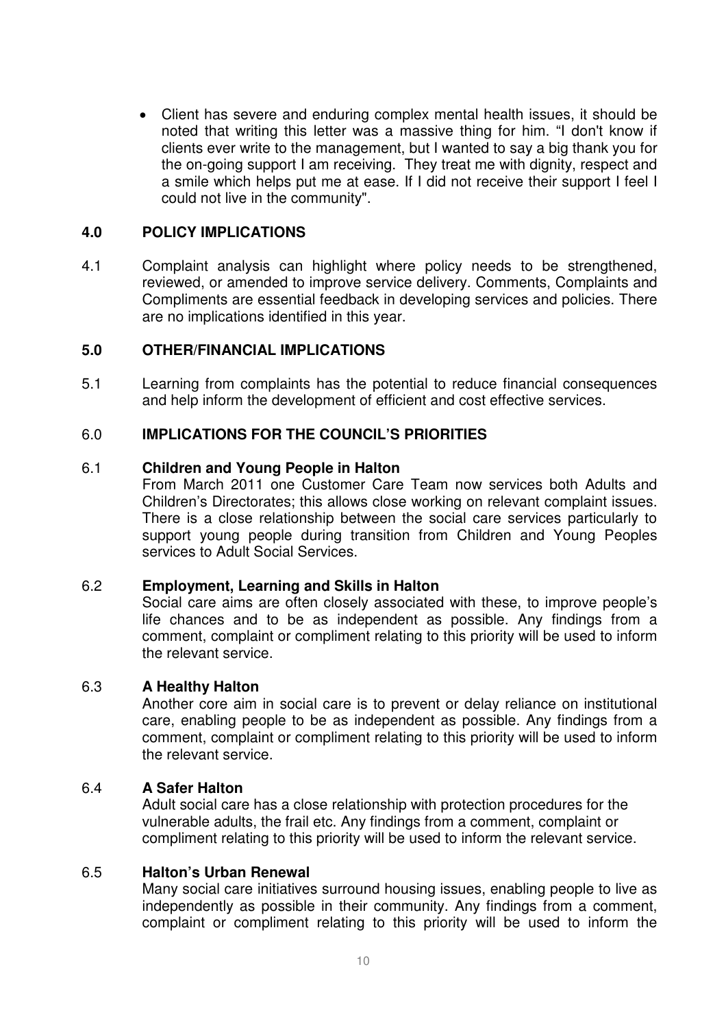- Client has severe and enduring complex mental health issues, it should be noted that writing this letter was a massive thing for him. "I don't know if clients ever write to the management, but I wanted to say a big thank you for the on-going support I am receiving. They treat me with dignity, respect and a smile which helps put me at ease. If I did not receive their support I feel I could not live in the community".

## 4.0 POLICY IMPLICATIONS

4.1 Complaint analysis can highlight where policy needs to be strengthened, reviewed, or amended to improve service delivery. Comments, Complaints and Compliments are essential feedback in developing services and policies. There are no implications identified in this year.

## 5.0 OTHER/FINANCIAL IMPLICATIONS

5.1 Learning from complaints has the potential to reduce financial consequences and help inform the development of efficient and cost effective services.

## 6.0 IMPLICATIONS FOR THE COUNCIL'S PRIORITIES

### 6.1 Children and Young People in Halton

From March 2011 one Customer Care Team now services both Adults and Children's Directorates; this allows close working on relevant complaint issues. There is a close relationship between the social care services particularly to support young people during transition from Children and Young Peoples services to Adult Social Services.

### 6.2 Employment, Learning and Skills in Halton

Social care aims are often closely associated with these, to improve people's life chances and to be as independent as possible. Any findings from a comment, complaint or compliment relating to this priority will be used to inform the relevant service.

### 6.3 A Healthy Halton

Another core aim in social care is to prevent or delay reliance on institutional care, enabling people to be as independent as possible. Any findings from a comment, complaint or compliment relating to this priority will be used to inform the relevant service.

### 6.4 A Safer Halton

Adult social care has a close relationship with protection procedures for the vulnerable adults, the frail etc. Any findings from a comment, complaint or compliment relating to this priority will be used to inform the relevant service.

### 6.5 Halton's Urban Renewal

Many social care initiatives surround housing issues, enabling people to live as independently as possible in their community. Any findings from a comment, complaint or compliment relating to this priority will be used to inform the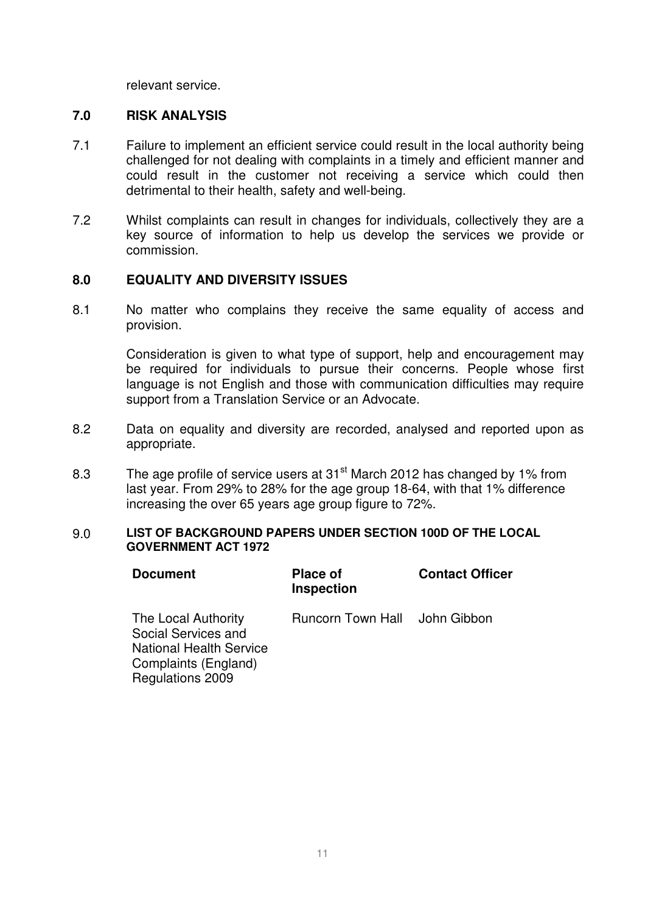relevant service.

## 7.0 RISK ANALYSIS

7.1 Failure to implement an efficient service could result in the local authority being challenged for not dealing with complaints in a timely and efficient manner and could result in the customer not receiving a service which could then detrimental to their health, safety and well-being.

7.2 Whilst complaints can result in changes for individuals, collectively they are a key source of information to help us develop the services we provide or commission.

## 8.0 EQUALITY AND DIVERSITY ISSUES

8.1 No matter who complains they receive the same equality of access and provision.

Consideration is given to what type of support, help and encouragement may be required for individuals to pursue their concerns. People whose first language is not English and those with communication difficulties may require support from a Translation Service or an Advocate.

8.2 Data on equality and diversity are recorded, analysed and reported upon as appropriate.

8.3 The age profile of service users at 31st March 2012 has changed by 1% from last year. From 29% to 28% for the age group 18-64, with that 1% difference increasing the over 65 years age group figure to 72%.

## 9.0 LIST OF BACKGROUND PAPERS UNDER SECTION 100D OF THE LOCAL GOVERNMENT ACT 1972

| Document | Place of Inspection | Contact Officer |
|---|---|---|
| The Local Authority Social Services and National Health Service Complaints (England) Regulations 2009 | Runcorn Town Hall | John Gibbon |